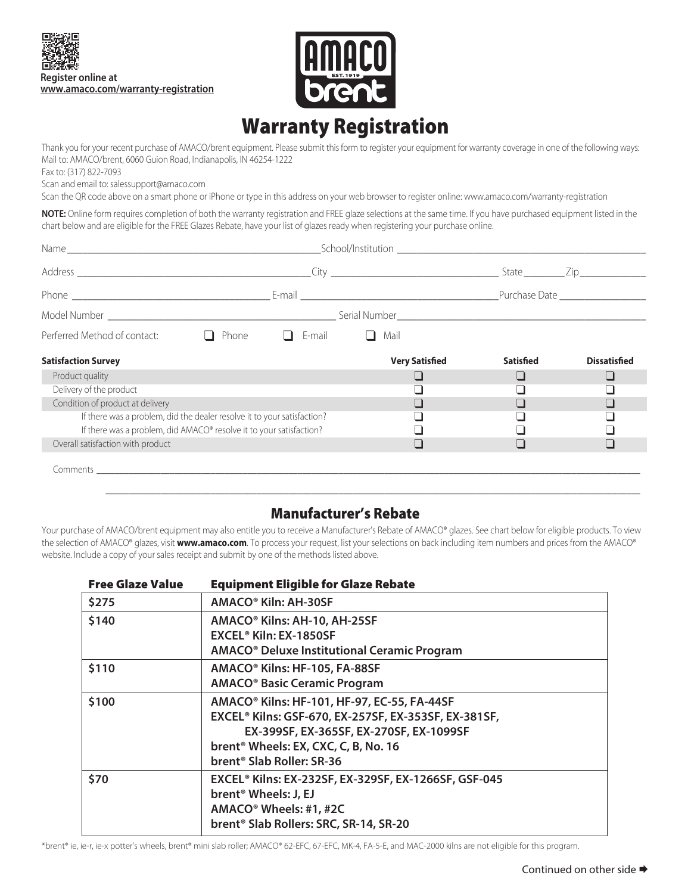Register online at
www.amaco.com/warranty-registration

# Warranty Registration

Thank you for your recent purchase of AMACO/brent equipment. Please submit this form to register your equipment for warranty coverage in one of the following ways:
Mail to: AMACO/brent, 6060 Guion Road, Indianapolis, IN 46254-1222
Fax to: (317) 822-7093
Scan and email to: salessupport@amaco.com
Scan the QR code above on a smart phone or iPhone or type in this address on your web browser to register online: www.amaco.com/warranty-registration

**NOTE:** Online form requires completion of both the warranty registration and FREE glaze selections at the same time. If you have purchased equipment listed in the chart below and are eligible for the FREE Glazes Rebate, have your list of glazes ready when registering your purchase online.

Name ______________________ School/Institution ______________________

Address ______________________ City ______________________ State ________ Zip ____________

Phone ______________________ E-mail ______________________ Purchase Date ______________

Model Number ______________________ Serial Number ______________________

Perferred Method of contact: ❑ Phone ❑ E-mail ❑ Mail

| Satisfaction Survey | Very Satisfied | Satisfied | Dissatisfied |
|---|---|---|---|
| Product quality | ❑ | ❑ | ❑ |
| Delivery of the product | ❑ | ❑ | ❑ |
| Condition of product at delivery | ❑ | ❑ | ❑ |
| If there was a problem, did the dealer resolve it to your satisfaction? | ❑ | ❑ | ❑ |
| If there was a problem, did AMACO® resolve it to your satisfaction? | ❑ | ❑ | ❑ |
| Overall satisfaction with product | ❑ | ❑ | ❑ |

Comments ______________________________________________

______________________________________________

## Manufacturer's Rebate

Your purchase of AMACO/brent equipment may also entitle you to receive a Manufacturer's Rebate of AMACO® glazes. See chart below for eligible products. To view the selection of AMACO® glazes, visit **www.amaco.com**. To process your request, list your selections on back including item numbers and prices from the AMACO® website. Include a copy of your sales receipt and submit by one of the methods listed above.

| Free Glaze Value | Equipment Eligible for Glaze Rebate |
|---|---|
| $275 | AMACO® Kiln: AH-30SF |
| $140 | AMACO® Kilns: AH-10, AH-25SF<br>EXCEL® Kiln: EX-1850SF<br>AMACO® Deluxe Institutional Ceramic Program |
| $110 | AMACO® Kilns: HF-105, FA-88SF<br>AMACO® Basic Ceramic Program |
| $100 | AMACO® Kilns: HF-101, HF-97, EC-55, FA-44SF<br>EXCEL® Kilns: GSF-670, EX-257SF, EX-353SF, EX-381SF, EX-399SF, EX-365SF, EX-270SF, EX-1099SF<br>brent® Wheels: EX, CXC, C, B, No. 16<br>brent® Slab Roller: SR-36 |
| $70 | EXCEL® Kilns: EX-232SF, EX-329SF, EX-1266SF, GSF-045<br>brent® Wheels: J, EJ<br>AMACO® Wheels: #1, #2C<br>brent® Slab Rollers: SRC, SR-14, SR-20 |

*brent® ie, ie-r, ie-x potter's wheels, brent® mini slab roller; AMACO® 62-EFC, 67-EFC, MK-4, FA-5-E, and MAC-2000 kilns are not eligible for this program.

Continued on other side ➡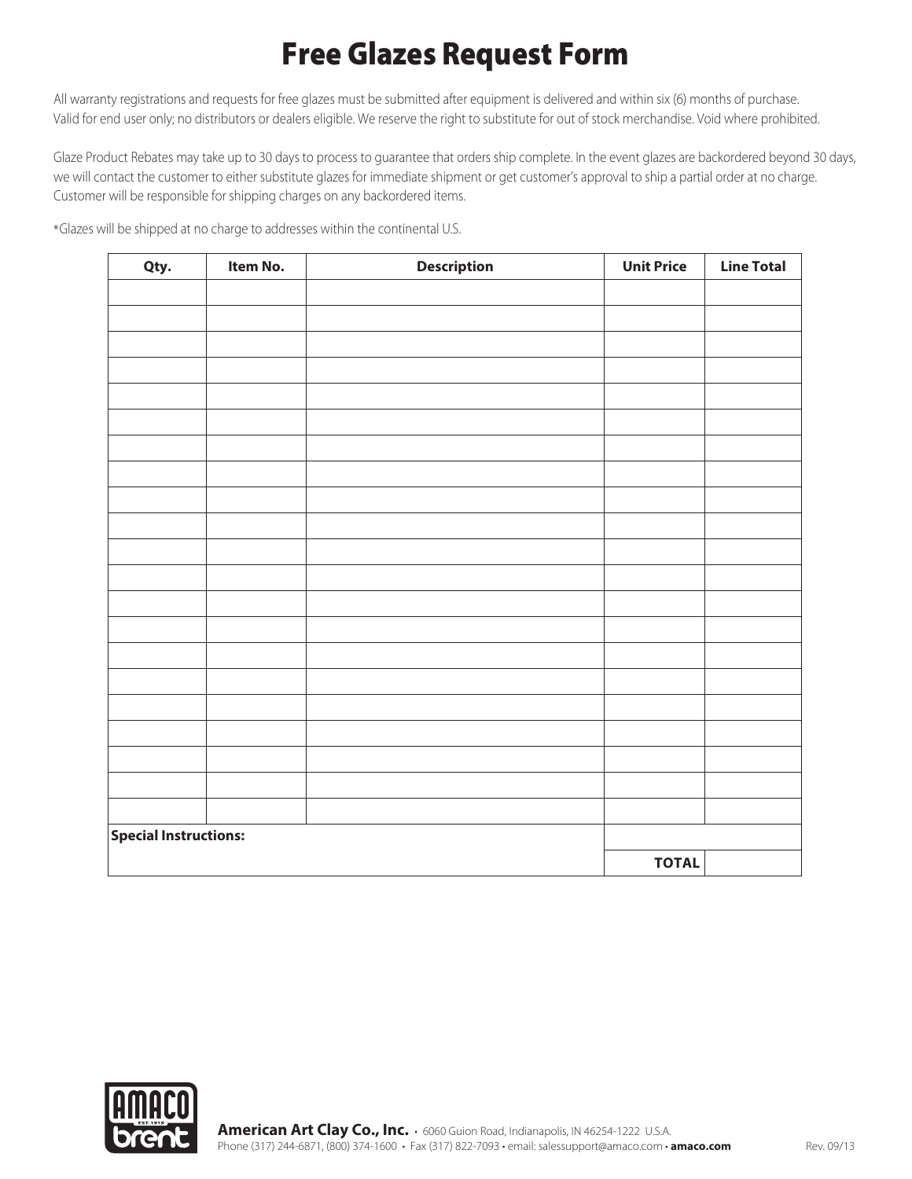# Free Glazes Request Form

All warranty registrations and requests for free glazes must be submitted after equipment is delivered and within six (6) months of purchase. Valid for end user only; no distributors or dealers eligible. We reserve the right to substitute for out of stock merchandise. Void where prohibited.

Glaze Product Rebates may take up to 30 days to process to guarantee that orders ship complete. In the event glazes are backordered beyond 30 days, we will contact the customer to either substitute glazes for immediate shipment or get customer's approval to ship a partial order at no charge. Customer will be responsible for shipping charges on any backordered items.

*Glazes will be shipped at no charge to addresses within the continental U.S.

| Qty. | Item No. | Description | Unit Price | Line Total |
|---|---|---|---|---|
| | | | | |
| | | | | |
| | | | | |
| | | | | |
| | | | | |
| | | | | |
| | | | | |
| | | | | |
| | | | | |
| | | | | |
| | | | | |
| | | | | |
| | | | | |
| | | | | |
| | | | | |
| | | | | |
| | | | | |
| | | | | |
| | | | | |
| | | | | |
| | | | | |
| **Special Instructions:** | | | | |
| | | | **TOTAL** | |

**American Art Clay Co., Inc.** • 6060 Guion Road, Indianapolis, IN 46254-1222 U.S.A.
Phone (317) 244-6871, (800) 374-1600 • Fax (317) 822-7093 • email: salessupport@amaco.com • **amaco.com**

Rev. 09/13